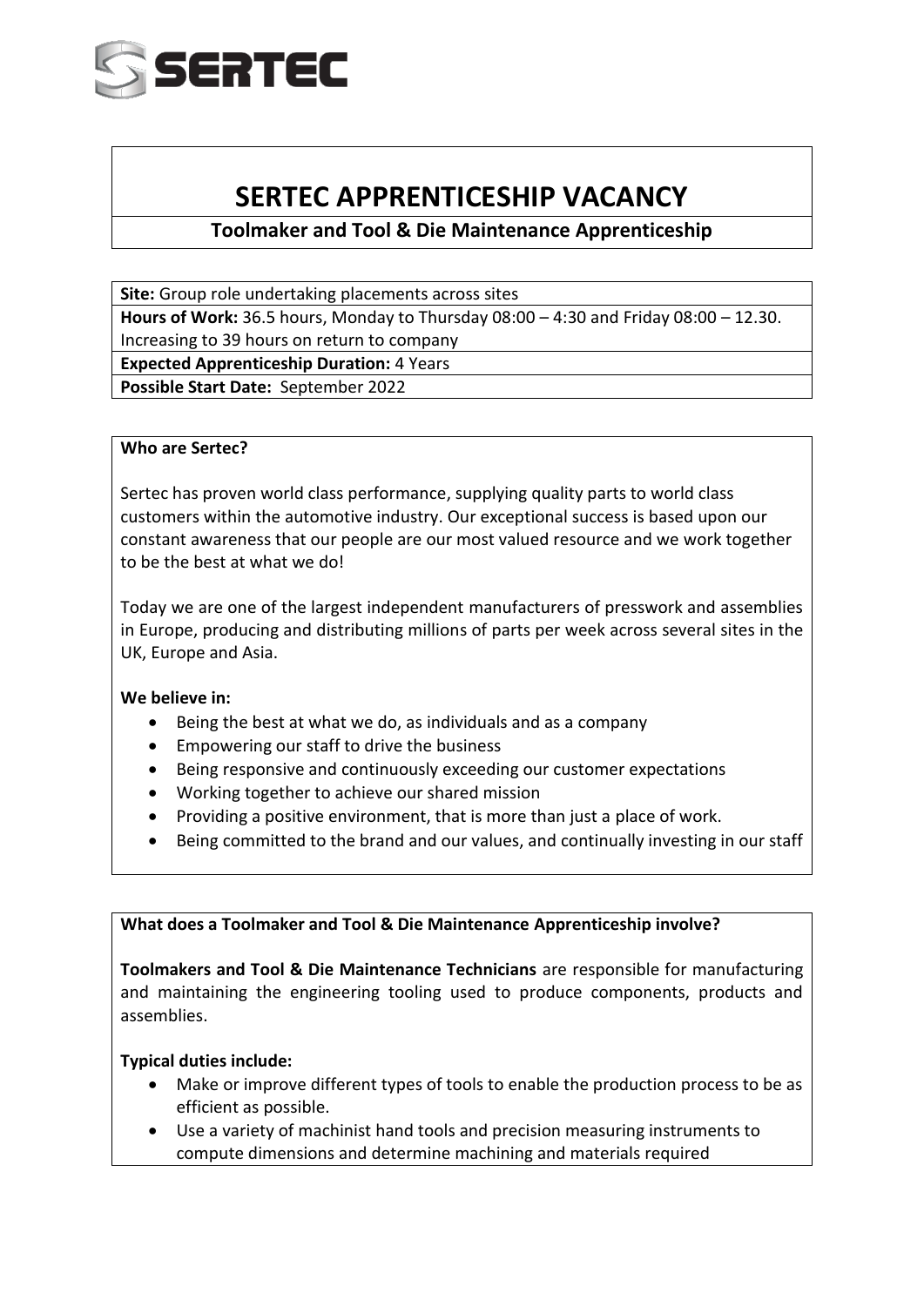SERTEC

# SERTEC APPRENTICESHIP VACANCY

## Toolmaker and Tool & Die Maintenance Apprenticeship

**Site:** Group role undertaking placements across sites

**Hours of Work:** 36.5 hours, Monday to Thursday 08:00 – 4:30 and Friday 08:00 – 12.30. Increasing to 39 hours on return to company

**Expected Apprenticeship Duration:** 4 Years

**Possible Start Date:** September 2022

**Who are Sertec?**

Sertec has proven world class performance, supplying quality parts to world class customers within the automotive industry. Our exceptional success is based upon our constant awareness that our people are our most valued resource and we work together to be the best at what we do!

Today we are one of the largest independent manufacturers of presswork and assemblies in Europe, producing and distributing millions of parts per week across several sites in the UK, Europe and Asia.

**We believe in:**

- Being the best at what we do, as individuals and as a company
- Empowering our staff to drive the business
- Being responsive and continuously exceeding our customer expectations
- Working together to achieve our shared mission
- Providing a positive environment, that is more than just a place of work.
- Being committed to the brand and our values, and continually investing in our staff

**What does a Toolmaker and Tool & Die Maintenance Apprenticeship involve?**

**Toolmakers and Tool & Die Maintenance Technicians** are responsible for manufacturing and maintaining the engineering tooling used to produce components, products and assemblies.

**Typical duties include:**

- Make or improve different types of tools to enable the production process to be as efficient as possible.
- Use a variety of machinist hand tools and precision measuring instruments to compute dimensions and determine machining and materials required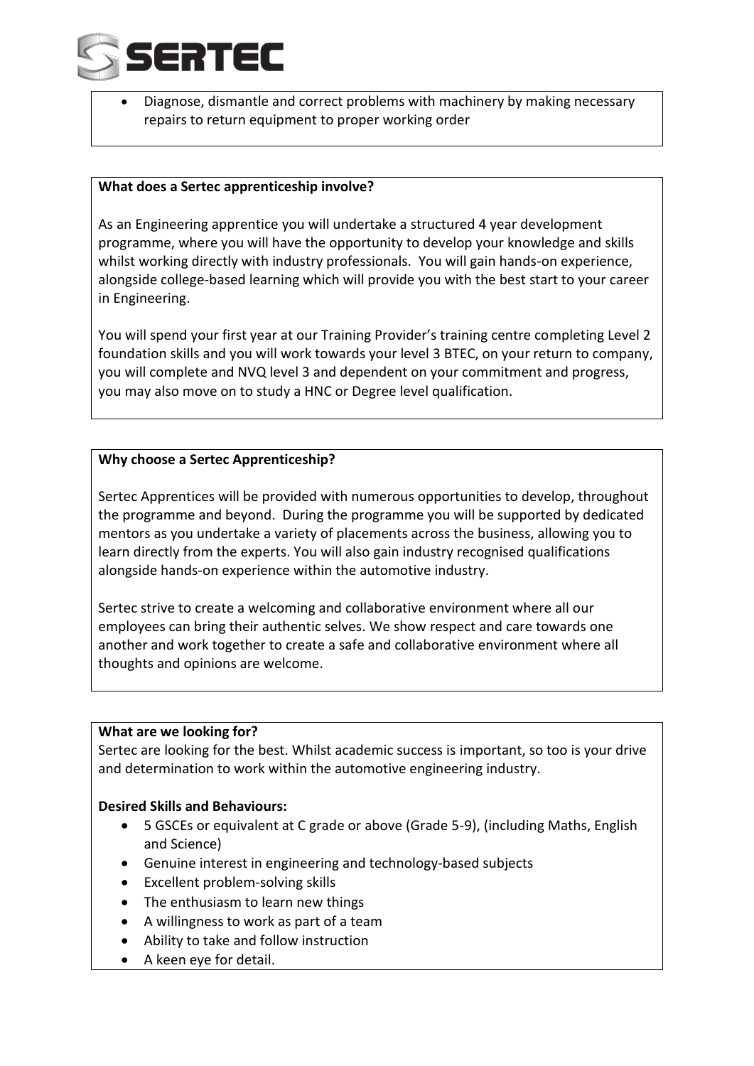- Diagnose, dismantle and correct problems with machinery by making necessary repairs to return equipment to proper working order

**What does a Sertec apprenticeship involve?**

As an Engineering apprentice you will undertake a structured 4 year development programme, where you will have the opportunity to develop your knowledge and skills whilst working directly with industry professionals. You will gain hands-on experience, alongside college-based learning which will provide you with the best start to your career in Engineering.

You will spend your first year at our Training Provider's training centre completing Level 2 foundation skills and you will work towards your level 3 BTEC, on your return to company, you will complete and NVQ level 3 and dependent on your commitment and progress, you may also move on to study a HNC or Degree level qualification.

**Why choose a Sertec Apprenticeship?**

Sertec Apprentices will be provided with numerous opportunities to develop, throughout the programme and beyond. During the programme you will be supported by dedicated mentors as you undertake a variety of placements across the business, allowing you to learn directly from the experts. You will also gain industry recognised qualifications alongside hands-on experience within the automotive industry.

Sertec strive to create a welcoming and collaborative environment where all our employees can bring their authentic selves. We show respect and care towards one another and work together to create a safe and collaborative environment where all thoughts and opinions are welcome.

**What are we looking for?**

Sertec are looking for the best. Whilst academic success is important, so too is your drive and determination to work within the automotive engineering industry.

**Desired Skills and Behaviours:**

- 5 GSCEs or equivalent at C grade or above (Grade 5-9), (including Maths, English and Science)
- Genuine interest in engineering and technology-based subjects
- Excellent problem-solving skills
- The enthusiasm to learn new things
- A willingness to work as part of a team
- Ability to take and follow instruction
- A keen eye for detail.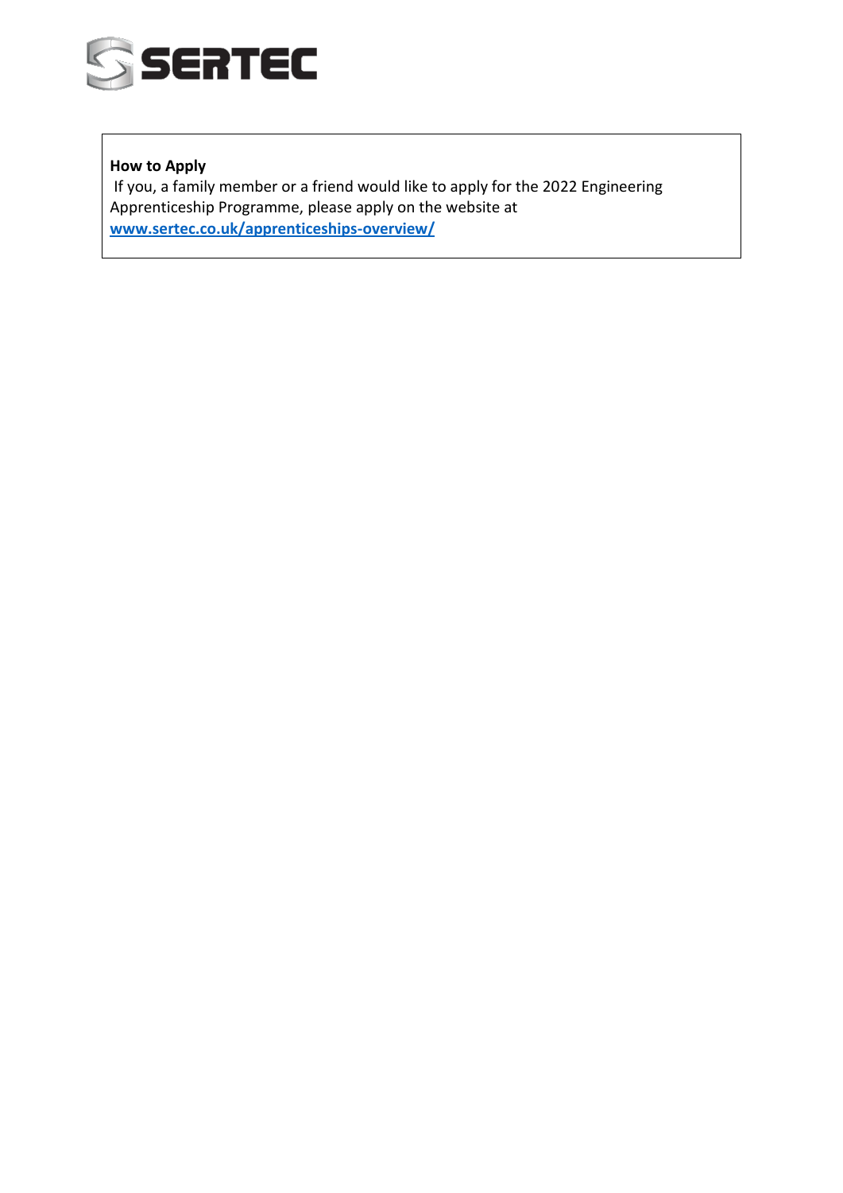**How to Apply**

If you, a family member or a friend would like to apply for the 2022 Engineering Apprenticeship Programme, please apply on the website at **www.sertec.co.uk/apprenticeships-overview/**